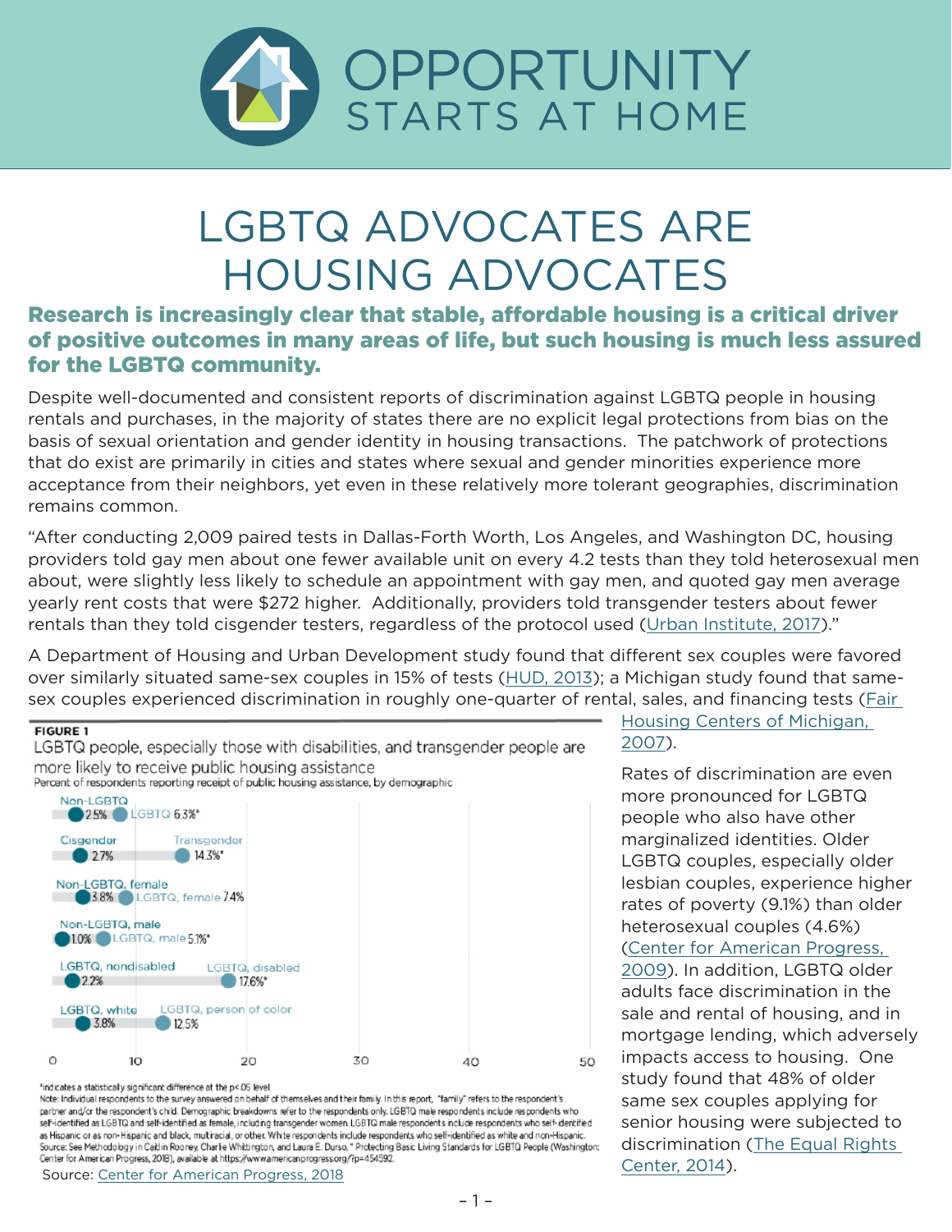# OPPORTUNITY STARTS AT HOME

# LGBTQ ADVOCATES ARE HOUSING ADVOCATES

## Research is increasingly clear that stable, affordable housing is a critical driver of positive outcomes in many areas of life, but such housing is much less assured for the LGBTQ community.

Despite well-documented and consistent reports of discrimination against LGBTQ people in housing rentals and purchases, in the majority of states there are no explicit legal protections from bias on the basis of sexual orientation and gender identity in housing transactions. The patchwork of protections that do exist are primarily in cities and states where sexual and gender minorities experience more acceptance from their neighbors, yet even in these relatively more tolerant geographies, discrimination remains common.

"After conducting 2,009 paired tests in Dallas-Forth Worth, Los Angeles, and Washington DC, housing providers told gay men about one fewer available unit on every 4.2 tests than they told heterosexual men about, were slightly less likely to schedule an appointment with gay men, and quoted gay men average yearly rent costs that were $272 higher. Additionally, providers told transgender testers about fewer rentals than they told cisgender testers, regardless of the protocol used (Urban Institute, 2017)."

A Department of Housing and Urban Development study found that different sex couples were favored over similarly situated same-sex couples in 15% of tests (HUD, 2013); a Michigan study found that same-sex couples experienced discrimination in roughly one-quarter of rental, sales, and financing tests (Fair Housing Centers of Michigan, 2007).

**FIGURE 1**

LGBTQ people, especially those with disabilities, and transgender people are more likely to receive public housing assistance

Percent of respondents reporting receipt of public housing assistance, by demographic

| Comparison group | % | Group | % |
|---|---|---|---|
| Non-LGBTQ | 2.5% | LGBTQ | 6.3%* |
| Cisgender | 2.7% | Transgender | 14.3%* |
| Non-LGBTQ, female | 3.8% | LGBTQ, female | 7.4% |
| Non-LGBTQ, male | 1.0% | LGBTQ, male | 5.1%* |
| LGBTQ, nondisabled | 2.2% | LGBTQ, disabled | 17.6%* |
| LGBTQ, white | 3.8% | LGBTQ, person of color | 12.5% |

*indicates a statistically significant difference at the p<.05 level

Note: Individual respondents to the survey answered on behalf of themselves and their family. In this report, "family" refers to the respondent's partner and/or the respondent's child. Demographic breakdowns refer to the respondents only. LGBTQ male respondents include respondents who self-identified as LGBTQ and self-identified as female, including transgender women. LGBTQ male respondents include respondents who self-identified as Hispanic or as non-Hispanic and black, multiracial, or other. White respondents include respondents who self-identified as white and non-Hispanic.

Source: See Methodology in Caitlin Rooney, Charlie Whittington, and Laura E. Durso, "Protecting Basic Living Standards for LGBTQ People (Washington: Center for American Progress, 2018), available at https://www.americanprogress.org/?p=454592.

Source: Center for American Progress, 2018

Rates of discrimination are even more pronounced for LGBTQ people who also have other marginalized identities. Older LGBTQ couples, especially older lesbian couples, experience higher rates of poverty (9.1%) than older heterosexual couples (4.6%) (Center for American Progress, 2009). In addition, LGBTQ older adults face discrimination in the sale and rental of housing, and in mortgage lending, which adversely impacts access to housing. One study found that 48% of older same sex couples applying for senior housing were subjected to discrimination (The Equal Rights Center, 2014).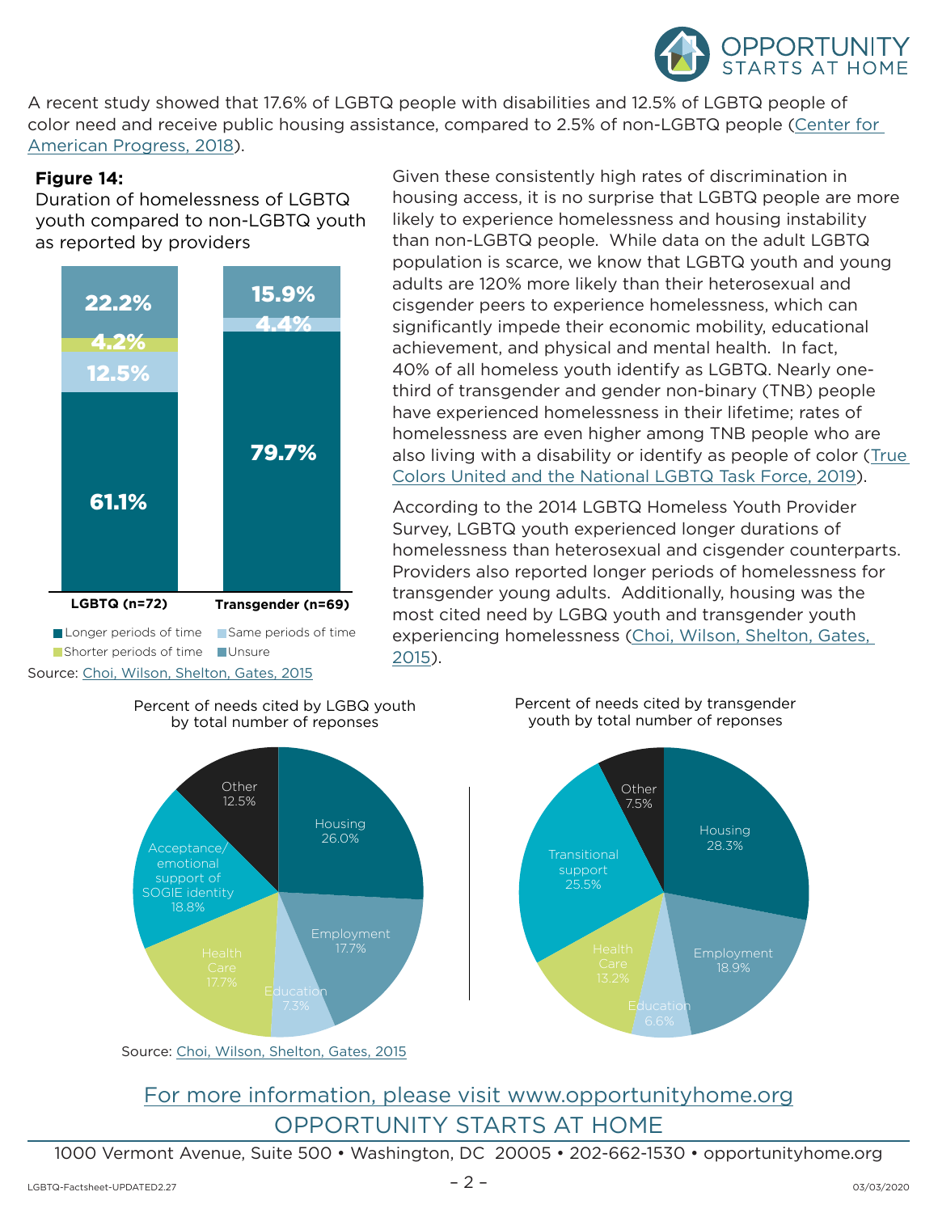A recent study showed that 17.6% of LGBTQ people with disabilities and 12.5% of LGBTQ people of color need and receive public housing assistance, compared to 2.5% of non-LGBTQ people (Center for American Progress, 2018).

**Figure 14:**
Duration of homelessness of LGBTQ youth compared to non-LGBTQ youth as reported by providers

22.2%
4.2%
12.5%
61.1%
15.9%
4.4%
79.7%
LGBTQ (n=72)
Transgender (n=69)
Longer periods of time
Same periods of time
Shorter periods of time
Unsure

Source: Choi, Wilson, Shelton, Gates, 2015

Given these consistently high rates of discrimination in housing access, it is no surprise that LGBTQ people are more likely to experience homelessness and housing instability than non-LGBTQ people. While data on the adult LGBTQ population is scarce, we know that LGBTQ youth and young adults are 120% more likely than their heterosexual and cisgender peers to experience homelessness, which can significantly impede their economic mobility, educational achievement, and physical and mental health. In fact, 40% of all homeless youth identify as LGBTQ. Nearly one-third of transgender and gender non-binary (TNB) people have experienced homelessness in their lifetime; rates of homelessness are even higher among TNB people who are also living with a disability or identify as people of color (True Colors United and the National LGBTQ Task Force, 2019).

According to the 2014 LGBTQ Homeless Youth Provider Survey, LGBTQ youth experienced longer durations of homelessness than heterosexual and cisgender counterparts. Providers also reported longer periods of homelessness for transgender young adults. Additionally, housing was the most cited need by LGBQ youth and transgender youth experiencing homelessness (Choi, Wilson, Shelton, Gates, 2015).

Percent of needs cited by LGBQ youth by total number of reponses

Housing 26.0%
Employment 17.7%
Education 7.3%
Health Care 17.7%
Acceptance/ emotional support of SOGIE identity 18.8%
Other 12.5%

Percent of needs cited by transgender youth by total number of reponses

Housing 28.3%
Employment 18.9%
Education 6.6%
Health Care 13.2%
Transitional support 25.5%
Other 7.5%

Source: Choi, Wilson, Shelton, Gates, 2015

For more information, please visit www.opportunityhome.org

OPPORTUNITY STARTS AT HOME

1000 Vermont Avenue, Suite 500 • Washington, DC 20005 • 202-662-1530 • opportunityhome.org